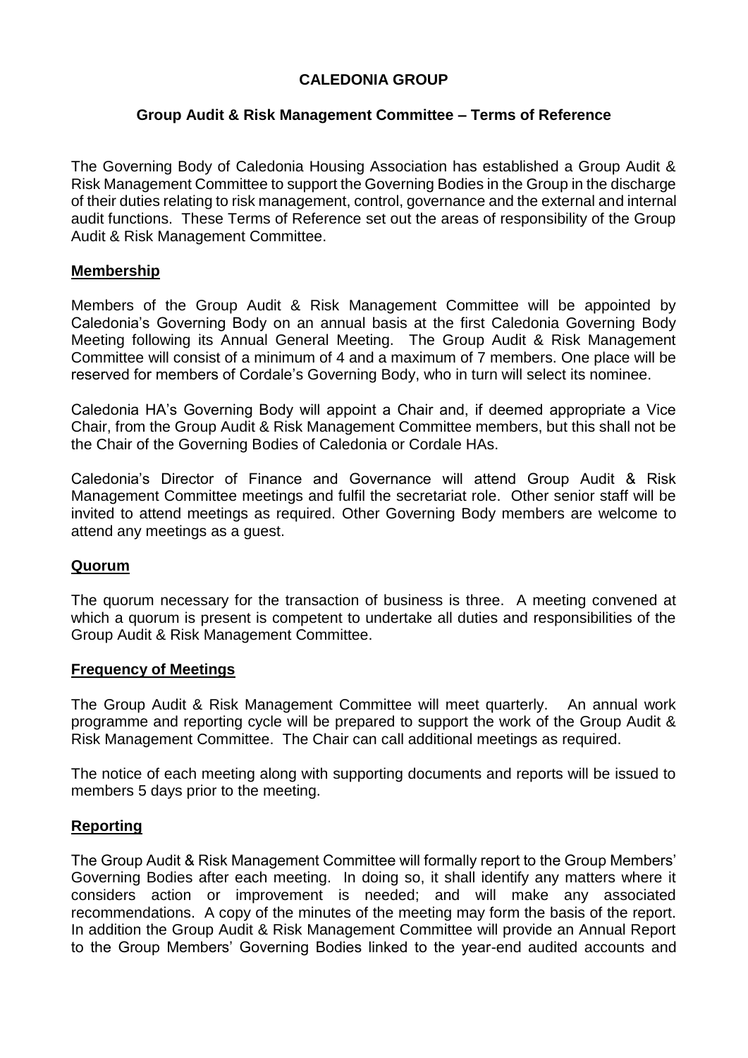**CALEDONIA GROUP**

**Group Audit & Risk Management Committee – Terms of Reference**

The Governing Body of Caledonia Housing Association has established a Group Audit & Risk Management Committee to support the Governing Bodies in the Group in the discharge of their duties relating to risk management, control, governance and the external and internal audit functions. These Terms of Reference set out the areas of responsibility of the Group Audit & Risk Management Committee.

## Membership

Members of the Group Audit & Risk Management Committee will be appointed by Caledonia's Governing Body on an annual basis at the first Caledonia Governing Body Meeting following its Annual General Meeting. The Group Audit & Risk Management Committee will consist of a minimum of 4 and a maximum of 7 members. One place will be reserved for members of Cordale's Governing Body, who in turn will select its nominee.

Caledonia HA's Governing Body will appoint a Chair and, if deemed appropriate a Vice Chair, from the Group Audit & Risk Management Committee members, but this shall not be the Chair of the Governing Bodies of Caledonia or Cordale HAs.

Caledonia's Director of Finance and Governance will attend Group Audit & Risk Management Committee meetings and fulfil the secretariat role. Other senior staff will be invited to attend meetings as required. Other Governing Body members are welcome to attend any meetings as a guest.

## Quorum

The quorum necessary for the transaction of business is three. A meeting convened at which a quorum is present is competent to undertake all duties and responsibilities of the Group Audit & Risk Management Committee.

## Frequency of Meetings

The Group Audit & Risk Management Committee will meet quarterly. An annual work programme and reporting cycle will be prepared to support the work of the Group Audit & Risk Management Committee. The Chair can call additional meetings as required.

The notice of each meeting along with supporting documents and reports will be issued to members 5 days prior to the meeting.

## Reporting

The Group Audit & Risk Management Committee will formally report to the Group Members' Governing Bodies after each meeting. In doing so, it shall identify any matters where it considers action or improvement is needed; and will make any associated recommendations. A copy of the minutes of the meeting may form the basis of the report. In addition the Group Audit & Risk Management Committee will provide an Annual Report to the Group Members' Governing Bodies linked to the year-end audited accounts and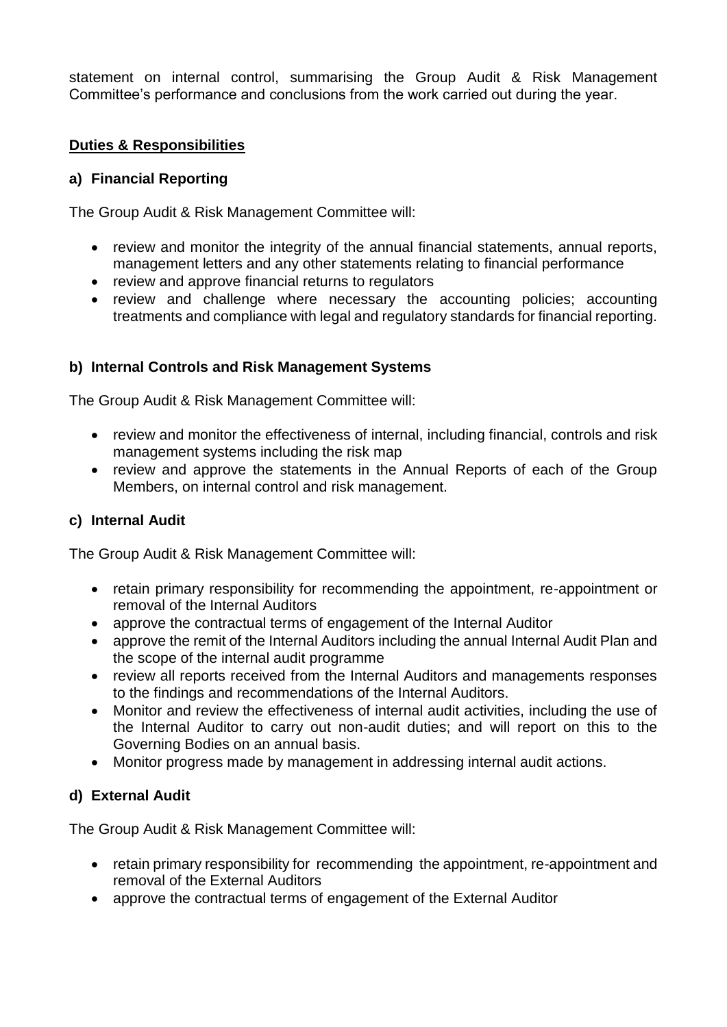statement on internal control, summarising the Group Audit & Risk Management Committee's performance and conclusions from the work carried out during the year.

## Duties & Responsibilities

### a) Financial Reporting

The Group Audit & Risk Management Committee will:

- review and monitor the integrity of the annual financial statements, annual reports, management letters and any other statements relating to financial performance
- review and approve financial returns to regulators
- review and challenge where necessary the accounting policies; accounting treatments and compliance with legal and regulatory standards for financial reporting.

### b) Internal Controls and Risk Management Systems

The Group Audit & Risk Management Committee will:

- review and monitor the effectiveness of internal, including financial, controls and risk management systems including the risk map
- review and approve the statements in the Annual Reports of each of the Group Members, on internal control and risk management.

### c) Internal Audit

The Group Audit & Risk Management Committee will:

- retain primary responsibility for recommending the appointment, re-appointment or removal of the Internal Auditors
- approve the contractual terms of engagement of the Internal Auditor
- approve the remit of the Internal Auditors including the annual Internal Audit Plan and the scope of the internal audit programme
- review all reports received from the Internal Auditors and managements responses to the findings and recommendations of the Internal Auditors.
- Monitor and review the effectiveness of internal audit activities, including the use of the Internal Auditor to carry out non-audit duties; and will report on this to the Governing Bodies on an annual basis.
- Monitor progress made by management in addressing internal audit actions.

### d) External Audit

The Group Audit & Risk Management Committee will:

- retain primary responsibility for recommending the appointment, re-appointment and removal of the External Auditors
- approve the contractual terms of engagement of the External Auditor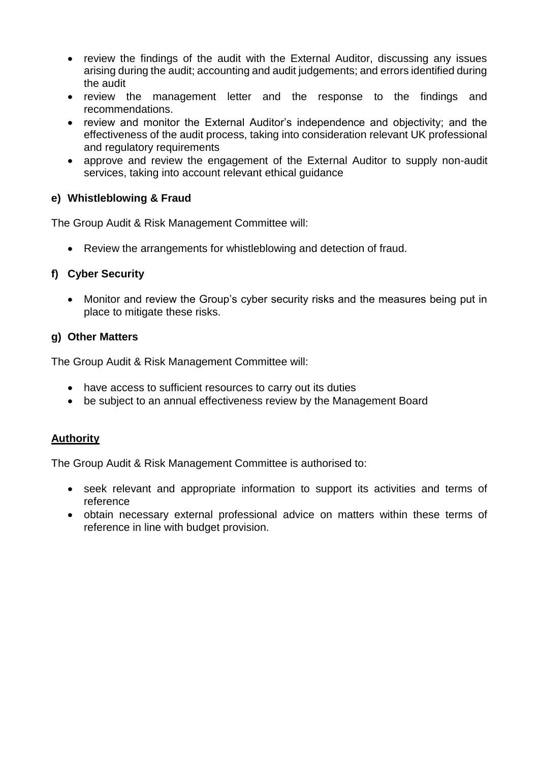- review the findings of the audit with the External Auditor, discussing any issues arising during the audit; accounting and audit judgements; and errors identified during the audit
- review the management letter and the response to the findings and recommendations.
- review and monitor the External Auditor's independence and objectivity; and the effectiveness of the audit process, taking into consideration relevant UK professional and regulatory requirements
- approve and review the engagement of the External Auditor to supply non-audit services, taking into account relevant ethical guidance

**e) Whistleblowing & Fraud**

The Group Audit & Risk Management Committee will:

- Review the arrangements for whistleblowing and detection of fraud.

**f) Cyber Security**

- Monitor and review the Group's cyber security risks and the measures being put in place to mitigate these risks.

**g) Other Matters**

The Group Audit & Risk Management Committee will:

- have access to sufficient resources to carry out its duties
- be subject to an annual effectiveness review by the Management Board

**Authority**

The Group Audit & Risk Management Committee is authorised to:

- seek relevant and appropriate information to support its activities and terms of reference
- obtain necessary external professional advice on matters within these terms of reference in line with budget provision.